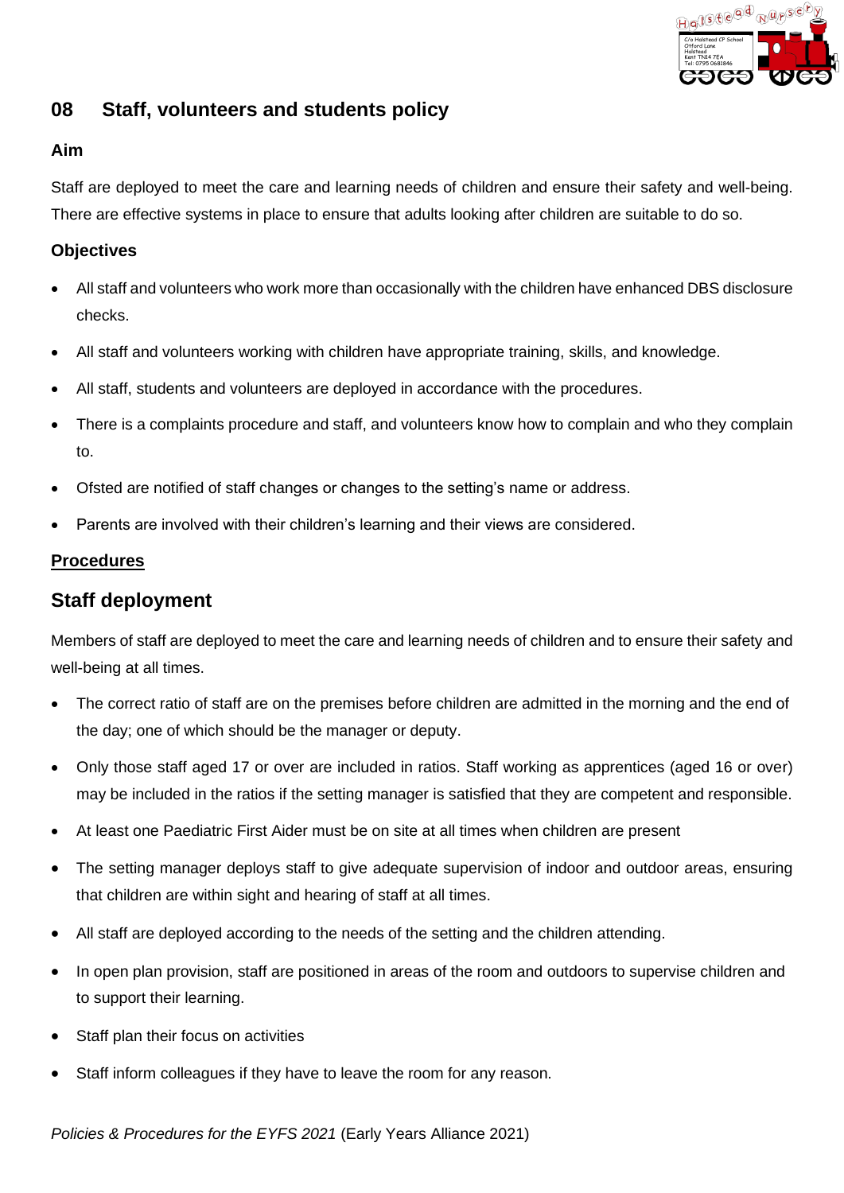## 08 Staff, volunteers and students policy

### Aim

Staff are deployed to meet the care and learning needs of children and ensure their safety and well-being. There are effective systems in place to ensure that adults looking after children are suitable to do so.

### Objectives

- All staff and volunteers who work more than occasionally with the children have enhanced DBS disclosure checks.
- All staff and volunteers working with children have appropriate training, skills, and knowledge.
- All staff, students and volunteers are deployed in accordance with the procedures.
- There is a complaints procedure and staff, and volunteers know how to complain and who they complain to.
- Ofsted are notified of staff changes or changes to the setting's name or address.
- Parents are involved with their children's learning and their views are considered.

### Procedures

## Staff deployment

Members of staff are deployed to meet the care and learning needs of children and to ensure their safety and well-being at all times.

- The correct ratio of staff are on the premises before children are admitted in the morning and the end of the day; one of which should be the manager or deputy.
- Only those staff aged 17 or over are included in ratios. Staff working as apprentices (aged 16 or over) may be included in the ratios if the setting manager is satisfied that they are competent and responsible.
- At least one Paediatric First Aider must be on site at all times when children are present
- The setting manager deploys staff to give adequate supervision of indoor and outdoor areas, ensuring that children are within sight and hearing of staff at all times.
- All staff are deployed according to the needs of the setting and the children attending.
- In open plan provision, staff are positioned in areas of the room and outdoors to supervise children and to support their learning.
- Staff plan their focus on activities
- Staff inform colleagues if they have to leave the room for any reason.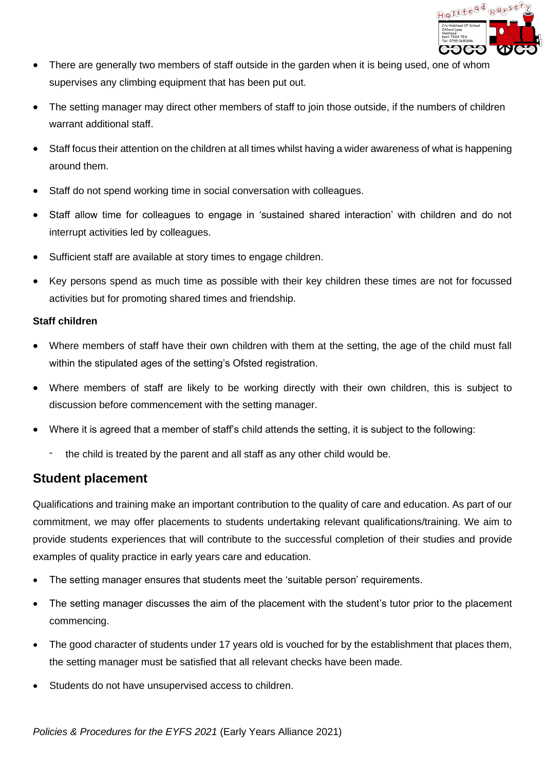- There are generally two members of staff outside in the garden when it is being used, one of whom supervises any climbing equipment that has been put out.
- The setting manager may direct other members of staff to join those outside, if the numbers of children warrant additional staff.
- Staff focus their attention on the children at all times whilst having a wider awareness of what is happening around them.
- Staff do not spend working time in social conversation with colleagues.
- Staff allow time for colleagues to engage in 'sustained shared interaction' with children and do not interrupt activities led by colleagues.
- Sufficient staff are available at story times to engage children.
- Key persons spend as much time as possible with their key children these times are not for focussed activities but for promoting shared times and friendship.

**Staff children**

- Where members of staff have their own children with them at the setting, the age of the child must fall within the stipulated ages of the setting's Ofsted registration.
- Where members of staff are likely to be working directly with their own children, this is subject to discussion before commencement with the setting manager.
- Where it is agreed that a member of staff's child attends the setting, it is subject to the following:
  - the child is treated by the parent and all staff as any other child would be.

## Student placement

Qualifications and training make an important contribution to the quality of care and education. As part of our commitment, we may offer placements to students undertaking relevant qualifications/training. We aim to provide students experiences that will contribute to the successful completion of their studies and provide examples of quality practice in early years care and education.

- The setting manager ensures that students meet the 'suitable person' requirements.
- The setting manager discusses the aim of the placement with the student's tutor prior to the placement commencing.
- The good character of students under 17 years old is vouched for by the establishment that places them, the setting manager must be satisfied that all relevant checks have been made.
- Students do not have unsupervised access to children.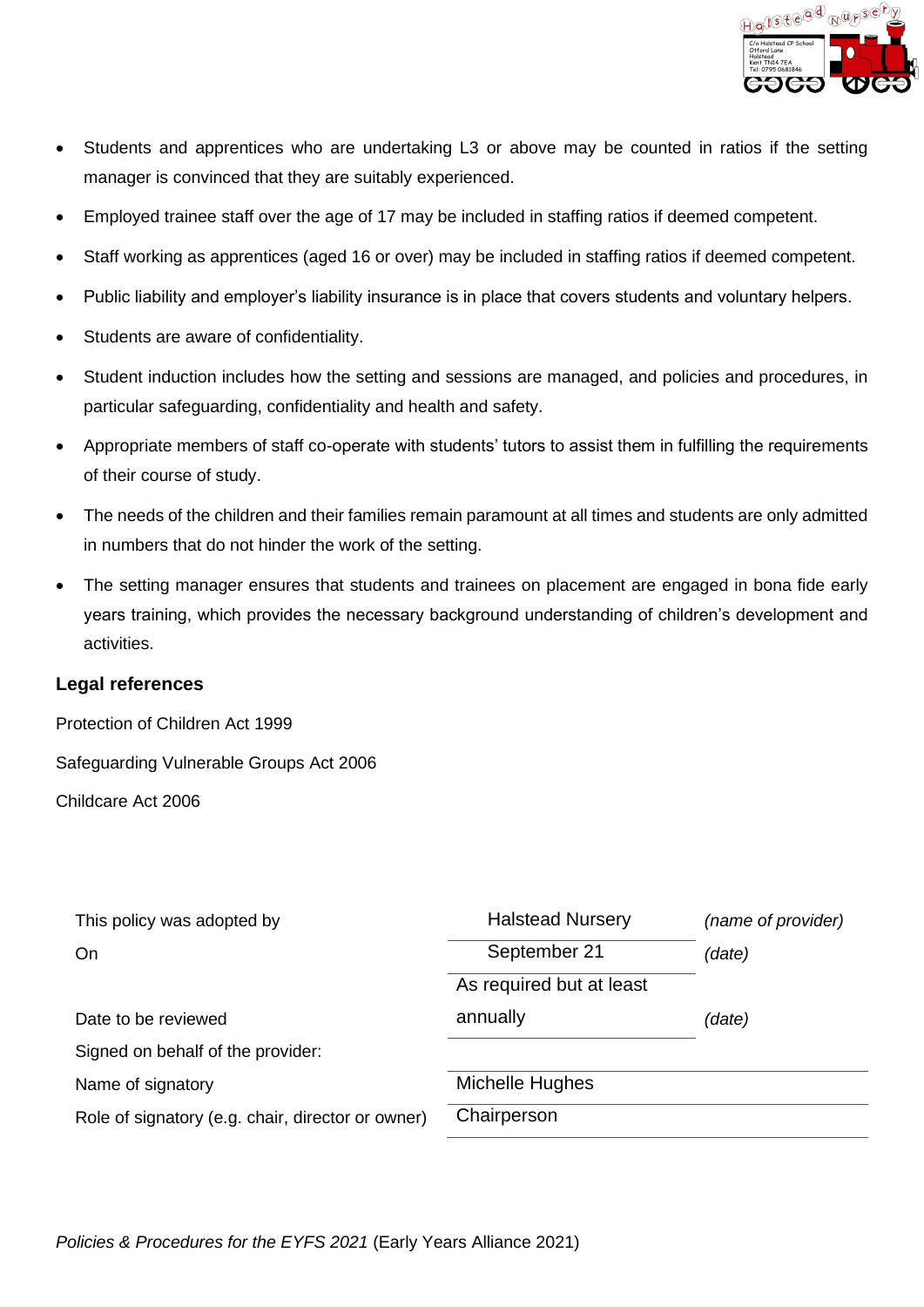- Students and apprentices who are undertaking L3 or above may be counted in ratios if the setting manager is convinced that they are suitably experienced.
- Employed trainee staff over the age of 17 may be included in staffing ratios if deemed competent.
- Staff working as apprentices (aged 16 or over) may be included in staffing ratios if deemed competent.
- Public liability and employer's liability insurance is in place that covers students and voluntary helpers.
- Students are aware of confidentiality.
- Student induction includes how the setting and sessions are managed, and policies and procedures, in particular safeguarding, confidentiality and health and safety.
- Appropriate members of staff co-operate with students' tutors to assist them in fulfilling the requirements of their course of study.
- The needs of the children and their families remain paramount at all times and students are only admitted in numbers that do not hinder the work of the setting.
- The setting manager ensures that students and trainees on placement are engaged in bona fide early years training, which provides the necessary background understanding of children's development and activities.

### Legal references

Protection of Children Act 1999

Safeguarding Vulnerable Groups Act 2006

Childcare Act 2006

| | | |
|---|---|---|
| This policy was adopted by | Halstead Nursery | *(name of provider)* |
| On | September 21 | *(date)* |
| Date to be reviewed | As required but at least annually | *(date)* |
| Signed on behalf of the provider: | | |
| Name of signatory | Michelle Hughes | |
| Role of signatory (e.g. chair, director or owner) | Chairperson | |

*Policies & Procedures for the EYFS 2021* (Early Years Alliance 2021)